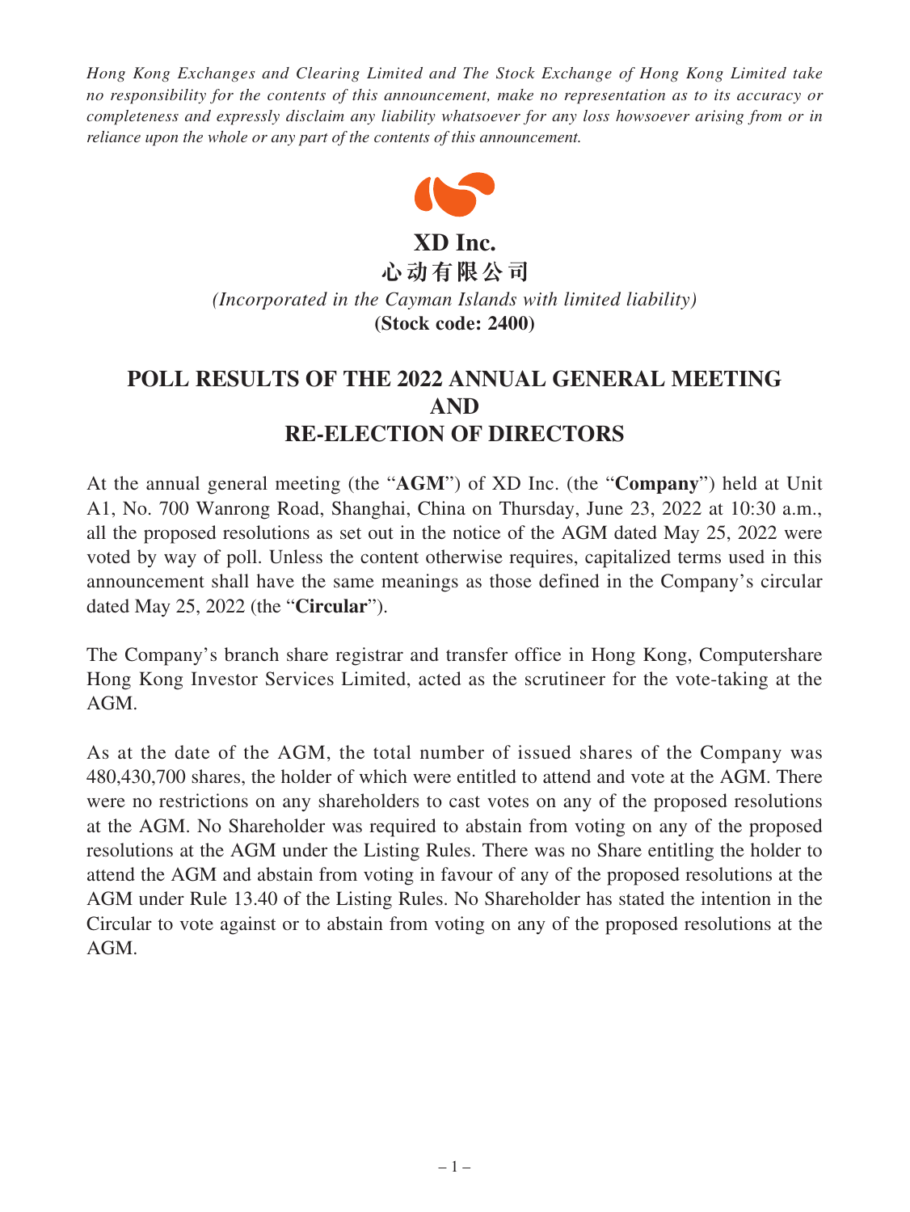*Hong Kong Exchanges and Clearing Limited and The Stock Exchange of Hong Kong Limited take no responsibility for the contents of this announcement, make no representation as to its accuracy or completeness and expressly disclaim any liability whatsoever for any loss howsoever arising from or in reliance upon the whole or any part of the contents of this announcement.*

**XD Inc.**

**心动有限公司**

*(Incorporated in the Cayman Islands with limited liability)*

**(Stock code: 2400)**

# POLL RESULTS OF THE 2022 ANNUAL GENERAL MEETING AND RE-ELECTION OF DIRECTORS

At the annual general meeting (the "**AGM**") of XD Inc. (the "**Company**") held at Unit A1, No. 700 Wanrong Road, Shanghai, China on Thursday, June 23, 2022 at 10:30 a.m., all the proposed resolutions as set out in the notice of the AGM dated May 25, 2022 were voted by way of poll. Unless the content otherwise requires, capitalized terms used in this announcement shall have the same meanings as those defined in the Company's circular dated May 25, 2022 (the "**Circular**").

The Company's branch share registrar and transfer office in Hong Kong, Computershare Hong Kong Investor Services Limited, acted as the scrutineer for the vote-taking at the AGM.

As at the date of the AGM, the total number of issued shares of the Company was 480,430,700 shares, the holder of which were entitled to attend and vote at the AGM. There were no restrictions on any shareholders to cast votes on any of the proposed resolutions at the AGM. No Shareholder was required to abstain from voting on any of the proposed resolutions at the AGM under the Listing Rules. There was no Share entitling the holder to attend the AGM and abstain from voting in favour of any of the proposed resolutions at the AGM under Rule 13.40 of the Listing Rules. No Shareholder has stated the intention in the Circular to vote against or to abstain from voting on any of the proposed resolutions at the AGM.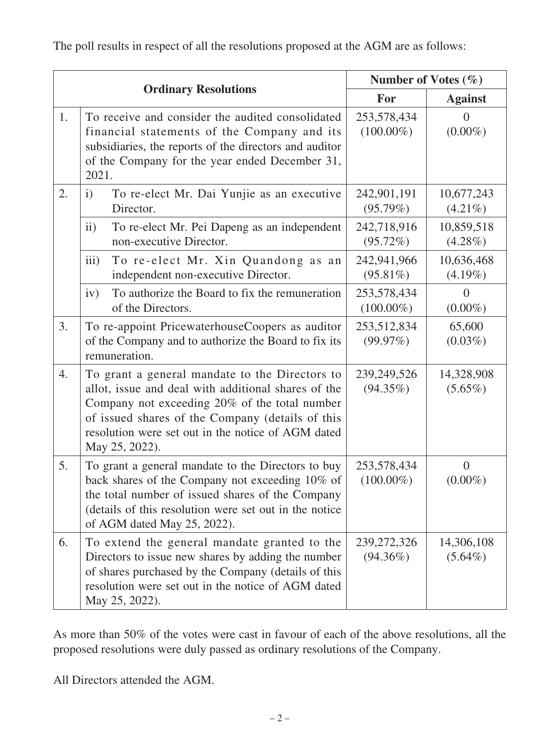The poll results in respect of all the resolutions proposed at the AGM are as follows:

| Ordinary Resolutions | | Number of Votes (%) | |
|---|---|---|---|
| | | **For** | **Against** |
| 1. | To receive and consider the audited consolidated financial statements of the Company and its subsidiaries, the reports of the directors and auditor of the Company for the year ended December 31, 2021. | 253,578,434 (100.00%) | 0 (0.00%) |
| 2. | i) To re-elect Mr. Dai Yunjie as an executive Director. | 242,901,191 (95.79%) | 10,677,243 (4.21%) |
| | ii) To re-elect Mr. Pei Dapeng as an independent non-executive Director. | 242,718,916 (95.72%) | 10,859,518 (4.28%) |
| | iii) To re-elect Mr. Xin Quandong as an independent non-executive Director. | 242,941,966 (95.81%) | 10,636,468 (4.19%) |
| | iv) To authorize the Board to fix the remuneration of the Directors. | 253,578,434 (100.00%) | 0 (0.00%) |
| 3. | To re-appoint PricewaterhouseCoopers as auditor of the Company and to authorize the Board to fix its remuneration. | 253,512,834 (99.97%) | 65,600 (0.03%) |
| 4. | To grant a general mandate to the Directors to allot, issue and deal with additional shares of the Company not exceeding 20% of the total number of issued shares of the Company (details of this resolution were set out in the notice of AGM dated May 25, 2022). | 239,249,526 (94.35%) | 14,328,908 (5.65%) |
| 5. | To grant a general mandate to the Directors to buy back shares of the Company not exceeding 10% of the total number of issued shares of the Company (details of this resolution were set out in the notice of AGM dated May 25, 2022). | 253,578,434 (100.00%) | 0 (0.00%) |
| 6. | To extend the general mandate granted to the Directors to issue new shares by adding the number of shares purchased by the Company (details of this resolution were set out in the notice of AGM dated May 25, 2022). | 239,272,326 (94.36%) | 14,306,108 (5.64%) |

As more than 50% of the votes were cast in favour of each of the above resolutions, all the proposed resolutions were duly passed as ordinary resolutions of the Company.

All Directors attended the AGM.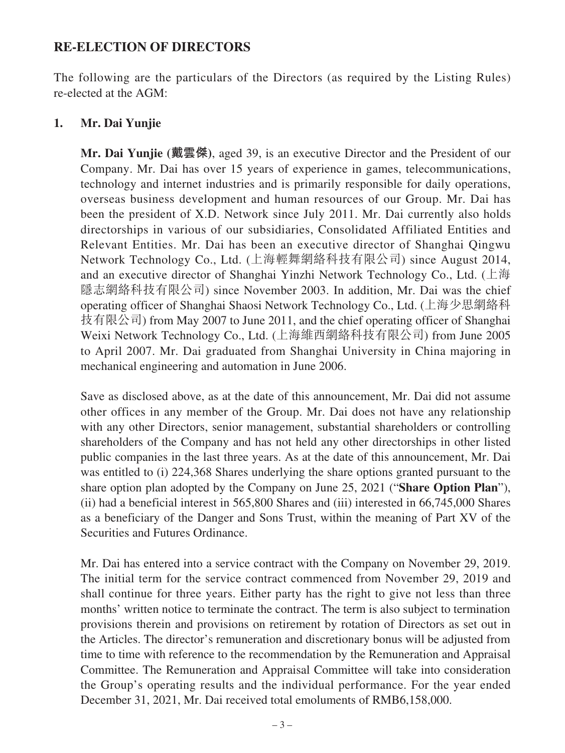## RE-ELECTION OF DIRECTORS

The following are the particulars of the Directors (as required by the Listing Rules) re-elected at the AGM:

### 1. Mr. Dai Yunjie

**Mr. Dai Yunjie (戴雲傑)**, aged 39, is an executive Director and the President of our Company. Mr. Dai has over 15 years of experience in games, telecommunications, technology and internet industries and is primarily responsible for daily operations, overseas business development and human resources of our Group. Mr. Dai has been the president of X.D. Network since July 2011. Mr. Dai currently also holds directorships in various of our subsidiaries, Consolidated Affiliated Entities and Relevant Entities. Mr. Dai has been an executive director of Shanghai Qingwu Network Technology Co., Ltd. (上海輕舞網絡科技有限公司) since August 2014, and an executive director of Shanghai Yinzhi Network Technology Co., Ltd. (上海隱志網絡科技有限公司) since November 2003. In addition, Mr. Dai was the chief operating officer of Shanghai Shaosi Network Technology Co., Ltd. (上海少思網絡科技有限公司) from May 2007 to June 2011, and the chief operating officer of Shanghai Weixi Network Technology Co., Ltd. (上海維西網絡科技有限公司) from June 2005 to April 2007. Mr. Dai graduated from Shanghai University in China majoring in mechanical engineering and automation in June 2006.

Save as disclosed above, as at the date of this announcement, Mr. Dai did not assume other offices in any member of the Group. Mr. Dai does not have any relationship with any other Directors, senior management, substantial shareholders or controlling shareholders of the Company and has not held any other directorships in other listed public companies in the last three years. As at the date of this announcement, Mr. Dai was entitled to (i) 224,368 Shares underlying the share options granted pursuant to the share option plan adopted by the Company on June 25, 2021 ("**Share Option Plan**"), (ii) had a beneficial interest in 565,800 Shares and (iii) interested in 66,745,000 Shares as a beneficiary of the Danger and Sons Trust, within the meaning of Part XV of the Securities and Futures Ordinance.

Mr. Dai has entered into a service contract with the Company on November 29, 2019. The initial term for the service contract commenced from November 29, 2019 and shall continue for three years. Either party has the right to give not less than three months' written notice to terminate the contract. The term is also subject to termination provisions therein and provisions on retirement by rotation of Directors as set out in the Articles. The director's remuneration and discretionary bonus will be adjusted from time to time with reference to the recommendation by the Remuneration and Appraisal Committee. The Remuneration and Appraisal Committee will take into consideration the Group's operating results and the individual performance. For the year ended December 31, 2021, Mr. Dai received total emoluments of RMB6,158,000.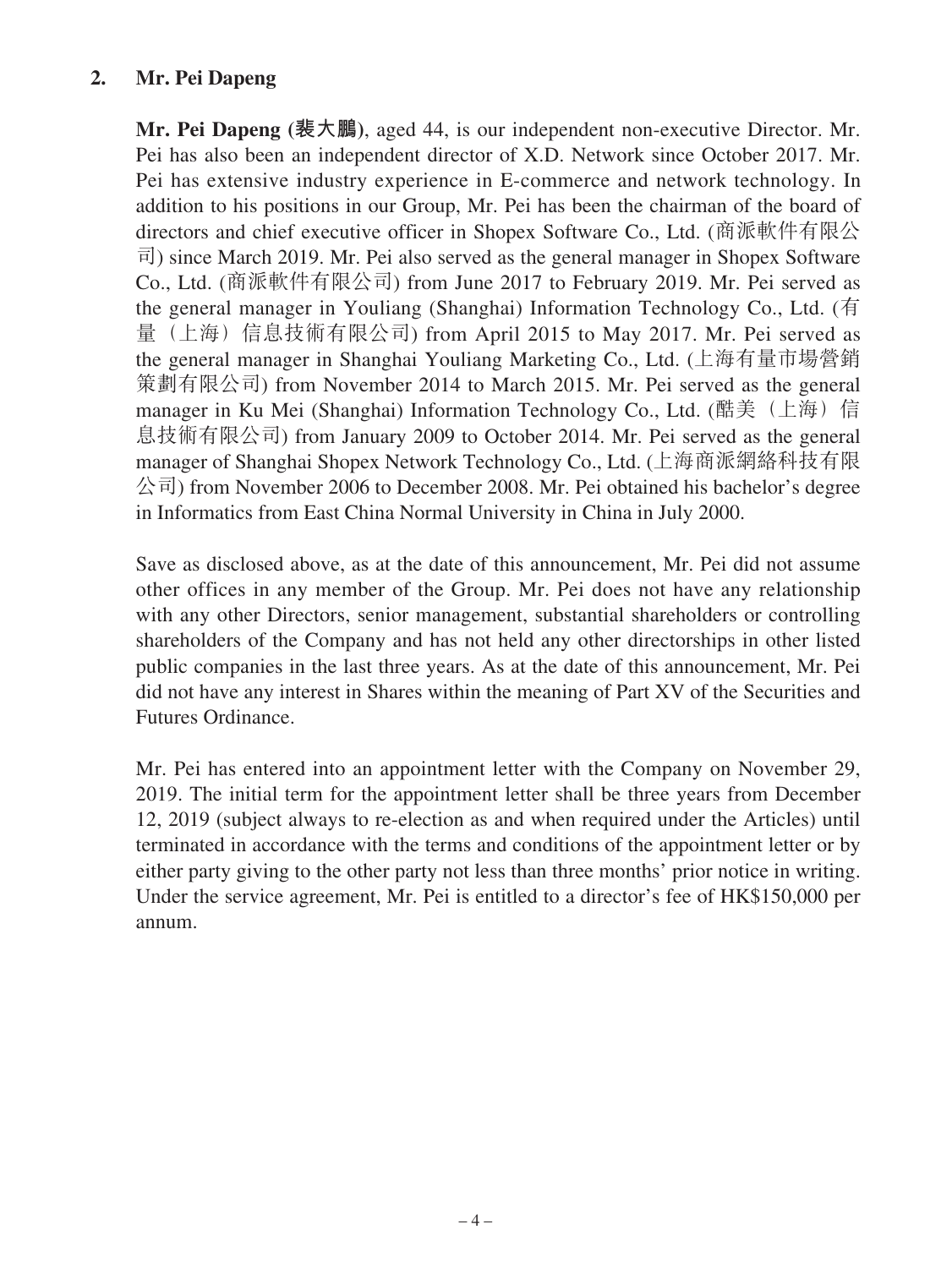## 2. Mr. Pei Dapeng

**Mr. Pei Dapeng (裴大鵬)**, aged 44, is our independent non-executive Director. Mr. Pei has also been an independent director of X.D. Network since October 2017. Mr. Pei has extensive industry experience in E-commerce and network technology. In addition to his positions in our Group, Mr. Pei has been the chairman of the board of directors and chief executive officer in Shopex Software Co., Ltd. (商派軟件有限公司) since March 2019. Mr. Pei also served as the general manager in Shopex Software Co., Ltd. (商派軟件有限公司) from June 2017 to February 2019. Mr. Pei served as the general manager in Youliang (Shanghai) Information Technology Co., Ltd. (有量（上海）信息技術有限公司) from April 2015 to May 2017. Mr. Pei served as the general manager in Shanghai Youliang Marketing Co., Ltd. (上海有量市場營銷策劃有限公司) from November 2014 to March 2015. Mr. Pei served as the general manager in Ku Mei (Shanghai) Information Technology Co., Ltd. (酷美（上海）信息技術有限公司) from January 2009 to October 2014. Mr. Pei served as the general manager of Shanghai Shopex Network Technology Co., Ltd. (上海商派網絡科技有限公司) from November 2006 to December 2008. Mr. Pei obtained his bachelor's degree in Informatics from East China Normal University in China in July 2000.

Save as disclosed above, as at the date of this announcement, Mr. Pei did not assume other offices in any member of the Group. Mr. Pei does not have any relationship with any other Directors, senior management, substantial shareholders or controlling shareholders of the Company and has not held any other directorships in other listed public companies in the last three years. As at the date of this announcement, Mr. Pei did not have any interest in Shares within the meaning of Part XV of the Securities and Futures Ordinance.

Mr. Pei has entered into an appointment letter with the Company on November 29, 2019. The initial term for the appointment letter shall be three years from December 12, 2019 (subject always to re-election as and when required under the Articles) until terminated in accordance with the terms and conditions of the appointment letter or by either party giving to the other party not less than three months' prior notice in writing. Under the service agreement, Mr. Pei is entitled to a director's fee of HK$150,000 per annum.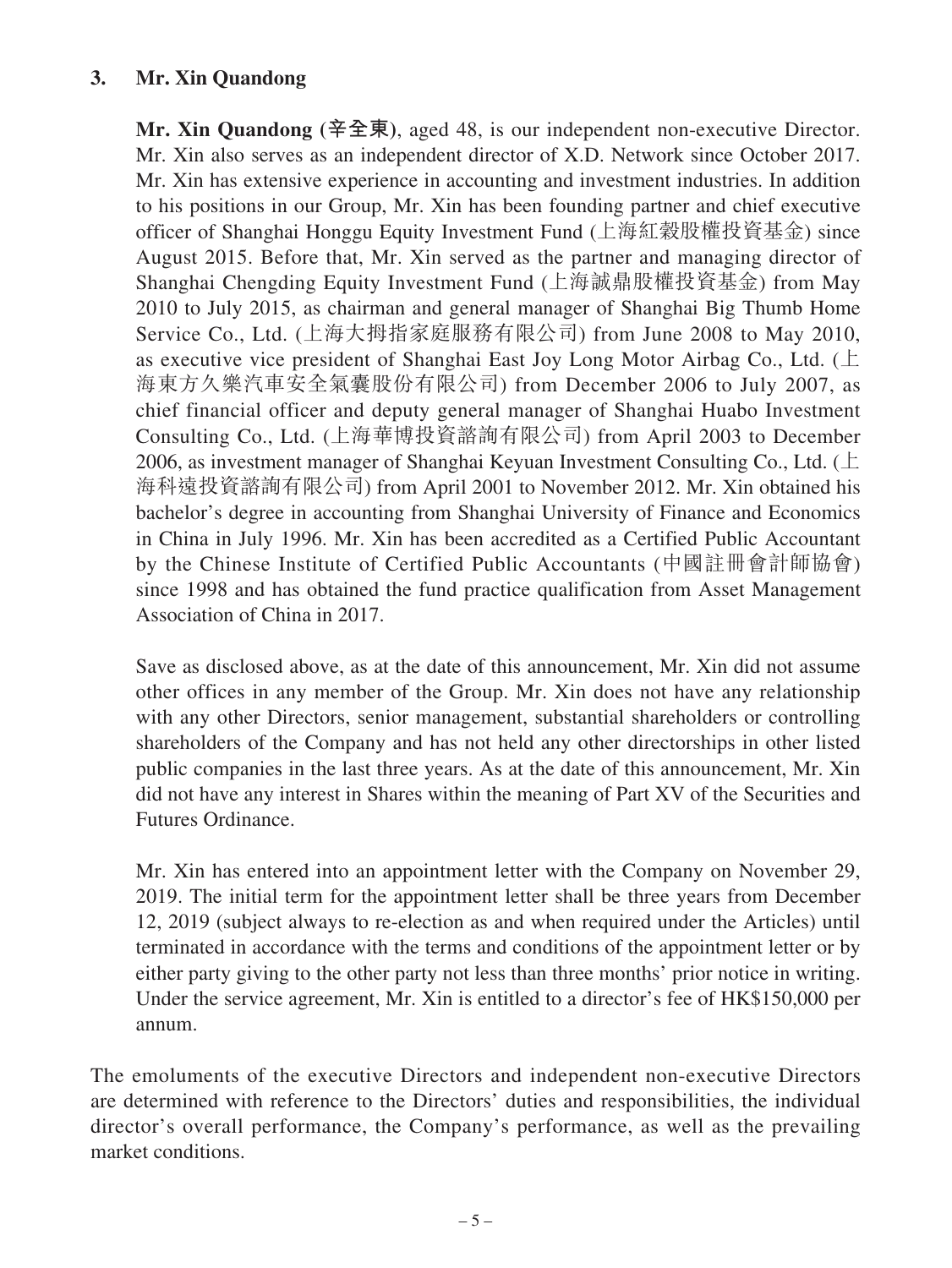### 3. Mr. Xin Quandong

**Mr. Xin Quandong (辛全東)**, aged 48, is our independent non-executive Director. Mr. Xin also serves as an independent director of X.D. Network since October 2017. Mr. Xin has extensive experience in accounting and investment industries. In addition to his positions in our Group, Mr. Xin has been founding partner and chief executive officer of Shanghai Honggu Equity Investment Fund (上海紅穀股權投資基金) since August 2015. Before that, Mr. Xin served as the partner and managing director of Shanghai Chengding Equity Investment Fund (上海誠鼎股權投資基金) from May 2010 to July 2015, as chairman and general manager of Shanghai Big Thumb Home Service Co., Ltd. (上海大拇指家庭服務有限公司) from June 2008 to May 2010, as executive vice president of Shanghai East Joy Long Motor Airbag Co., Ltd. (上海東方久樂汽車安全氣囊股份有限公司) from December 2006 to July 2007, as chief financial officer and deputy general manager of Shanghai Huabo Investment Consulting Co., Ltd. (上海華博投資諮詢有限公司) from April 2003 to December 2006, as investment manager of Shanghai Keyuan Investment Consulting Co., Ltd. (上海科遠投資諮詢有限公司) from April 2001 to November 2012. Mr. Xin obtained his bachelor's degree in accounting from Shanghai University of Finance and Economics in China in July 1996. Mr. Xin has been accredited as a Certified Public Accountant by the Chinese Institute of Certified Public Accountants (中國註冊會計師協會) since 1998 and has obtained the fund practice qualification from Asset Management Association of China in 2017.

Save as disclosed above, as at the date of this announcement, Mr. Xin did not assume other offices in any member of the Group. Mr. Xin does not have any relationship with any other Directors, senior management, substantial shareholders or controlling shareholders of the Company and has not held any other directorships in other listed public companies in the last three years. As at the date of this announcement, Mr. Xin did not have any interest in Shares within the meaning of Part XV of the Securities and Futures Ordinance.

Mr. Xin has entered into an appointment letter with the Company on November 29, 2019. The initial term for the appointment letter shall be three years from December 12, 2019 (subject always to re-election as and when required under the Articles) until terminated in accordance with the terms and conditions of the appointment letter or by either party giving to the other party not less than three months' prior notice in writing. Under the service agreement, Mr. Xin is entitled to a director's fee of HK$150,000 per annum.

The emoluments of the executive Directors and independent non-executive Directors are determined with reference to the Directors' duties and responsibilities, the individual director's overall performance, the Company's performance, as well as the prevailing market conditions.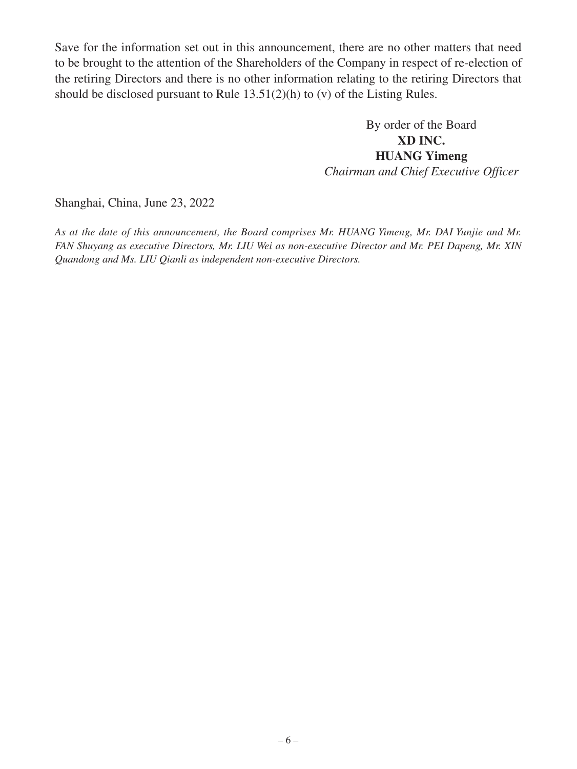Save for the information set out in this announcement, there are no other matters that need to be brought to the attention of the Shareholders of the Company in respect of re-election of the retiring Directors and there is no other information relating to the retiring Directors that should be disclosed pursuant to Rule 13.51(2)(h) to (v) of the Listing Rules.

By order of the Board
**XD INC.**
**HUANG Yimeng**
*Chairman and Chief Executive Officer*

Shanghai, China, June 23, 2022

*As at the date of this announcement, the Board comprises Mr. HUANG Yimeng, Mr. DAI Yunjie and Mr. FAN Shuyang as executive Directors, Mr. LIU Wei as non-executive Director and Mr. PEI Dapeng, Mr. XIN Quandong and Ms. LIU Qianli as independent non-executive Directors.*